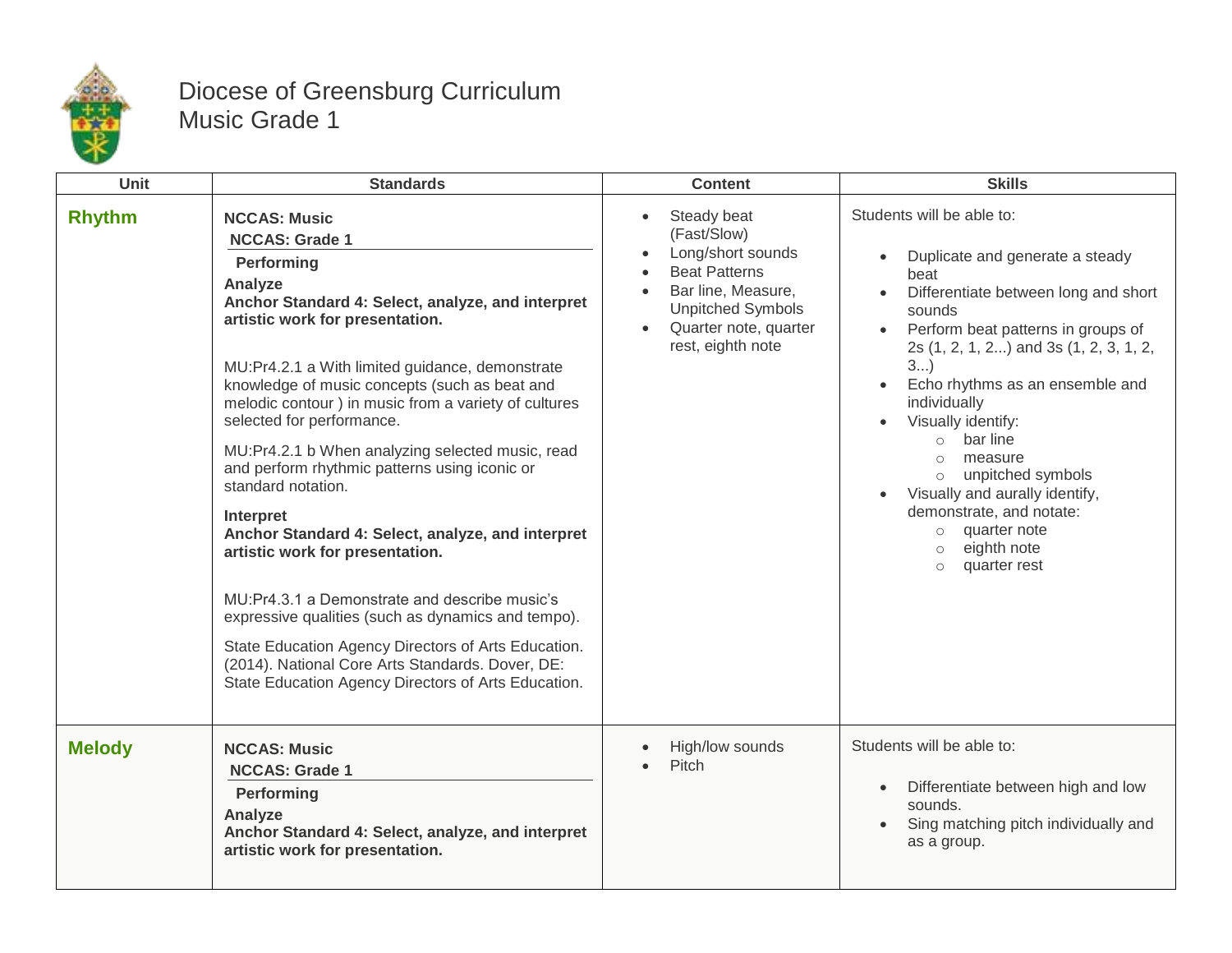# Diocese of Greensburg Curriculum
# Music Grade 1

| Unit | Standards | Content | Skills |
|---|---|---|---|
| **Rhythm** | **NCCAS: Music**<br>**NCCAS: Grade 1**<br>**Performing**<br>**Analyze**<br>**Anchor Standard 4: Select, analyze, and interpret artistic work for presentation.**<br><br>MU:Pr4.2.1 a With limited guidance, demonstrate knowledge of music concepts (such as beat and melodic contour ) in music from a variety of cultures selected for performance.<br><br>MU:Pr4.2.1 b When analyzing selected music, read and perform rhythmic patterns using iconic or standard notation.<br><br>**Interpret**<br>**Anchor Standard 4: Select, analyze, and interpret artistic work for presentation.**<br><br>MU:Pr4.3.1 a Demonstrate and describe music's expressive qualities (such as dynamics and tempo).<br><br>State Education Agency Directors of Arts Education. (2014). National Core Arts Standards. Dover, DE: State Education Agency Directors of Arts Education. | • Steady beat (Fast/Slow)<br>• Long/short sounds<br>• Beat Patterns<br>• Bar line, Measure, Unpitched Symbols<br>• Quarter note, quarter rest, eighth note | Students will be able to:<br><br>• Duplicate and generate a steady beat<br>• Differentiate between long and short sounds<br>• Perform beat patterns in groups of 2s (1, 2, 1, 2...) and 3s (1, 2, 3, 1, 2, 3...)<br>• Echo rhythms as an ensemble and individually<br>• Visually identify:<br>  ○ bar line<br>  ○ measure<br>  ○ unpitched symbols<br>• Visually and aurally identify, demonstrate, and notate:<br>  ○ quarter note<br>  ○ eighth note<br>  ○ quarter rest |
| **Melody** | **NCCAS: Music**<br>**NCCAS: Grade 1**<br>**Performing**<br>**Analyze**<br>**Anchor Standard 4: Select, analyze, and interpret artistic work for presentation.** | • High/low sounds<br>• Pitch | Students will be able to:<br><br>• Differentiate between high and low sounds.<br>• Sing matching pitch individually and as a group. |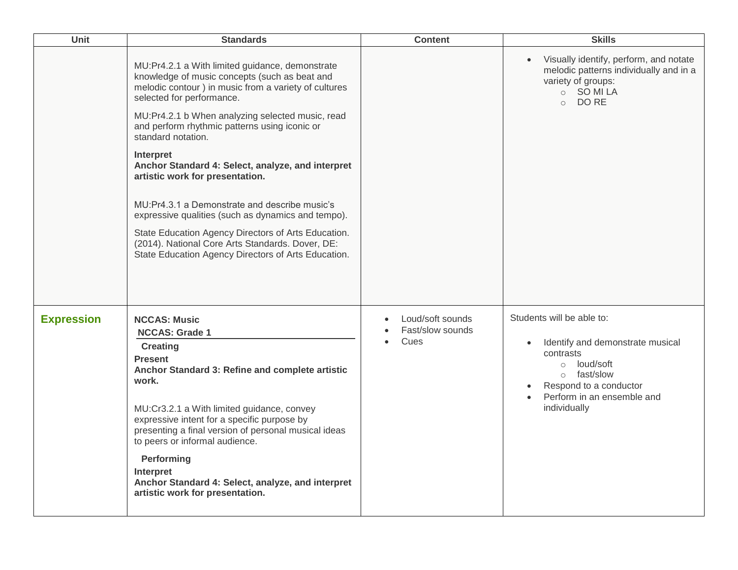| Unit | Standards | Content | Skills |
| --- | --- | --- | --- |
| | MU:Pr4.2.1 a With limited guidance, demonstrate knowledge of music concepts (such as beat and melodic contour ) in music from a variety of cultures selected for performance.<br><br>MU:Pr4.2.1 b When analyzing selected music, read and perform rhythmic patterns using iconic or standard notation.<br><br>**Interpret**<br>**Anchor Standard 4: Select, analyze, and interpret artistic work for presentation.**<br><br>MU:Pr4.3.1 a Demonstrate and describe music's expressive qualities (such as dynamics and tempo).<br><br>State Education Agency Directors of Arts Education. (2014). National Core Arts Standards. Dover, DE: State Education Agency Directors of Arts Education. | | • Visually identify, perform, and notate melodic patterns individually and in a variety of groups:<br>  ○ SO MI LA<br>  ○ DO RE |
| **Expression** | **NCCAS: Music**<br>**NCCAS: Grade 1**<br>**Creating**<br>**Present**<br>**Anchor Standard 3: Refine and complete artistic work.**<br><br>MU:Cr3.2.1 a With limited guidance, convey expressive intent for a specific purpose by presenting a final version of personal musical ideas to peers or informal audience.<br><br>**Performing**<br>**Interpret**<br>**Anchor Standard 4: Select, analyze, and interpret artistic work for presentation.** | • Loud/soft sounds<br>• Fast/slow sounds<br>• Cues | Students will be able to:<br><br>• Identify and demonstrate musical contrasts<br>  ○ loud/soft<br>  ○ fast/slow<br>• Respond to a conductor<br>• Perform in an ensemble and individually |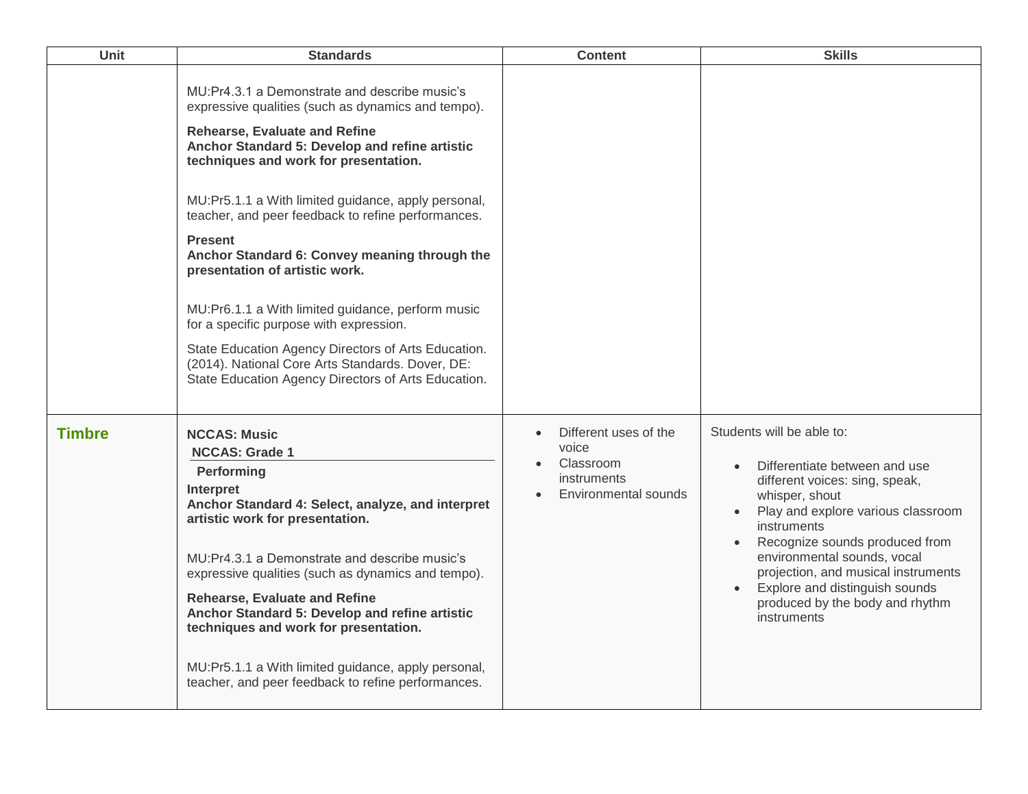| Unit | Standards | Content | Skills |
|---|---|---|---|
| | MU:Pr4.3.1 a Demonstrate and describe music's expressive qualities (such as dynamics and tempo).<br><br>**Rehearse, Evaluate and Refine**<br>**Anchor Standard 5: Develop and refine artistic techniques and work for presentation.**<br><br>MU:Pr5.1.1 a With limited guidance, apply personal, teacher, and peer feedback to refine performances.<br><br>**Present**<br>**Anchor Standard 6: Convey meaning through the presentation of artistic work.**<br><br>MU:Pr6.1.1 a With limited guidance, perform music for a specific purpose with expression.<br><br>State Education Agency Directors of Arts Education. (2014). National Core Arts Standards. Dover, DE: State Education Agency Directors of Arts Education. | | |
| **Timbre** | **NCCAS: Music**<br>**NCCAS: Grade 1**<br>**Performing**<br>**Interpret**<br>**Anchor Standard 4: Select, analyze, and interpret artistic work for presentation.**<br><br>MU:Pr4.3.1 a Demonstrate and describe music's expressive qualities (such as dynamics and tempo).<br><br>**Rehearse, Evaluate and Refine**<br>**Anchor Standard 5: Develop and refine artistic techniques and work for presentation.**<br><br>MU:Pr5.1.1 a With limited guidance, apply personal, teacher, and peer feedback to refine performances. | • Different uses of the voice<br>• Classroom instruments<br>• Environmental sounds | Students will be able to:<br><br>• Differentiate between and use different voices: sing, speak, whisper, shout<br>• Play and explore various classroom instruments<br>• Recognize sounds produced from environmental sounds, vocal projection, and musical instruments<br>• Explore and distinguish sounds produced by the body and rhythm instruments |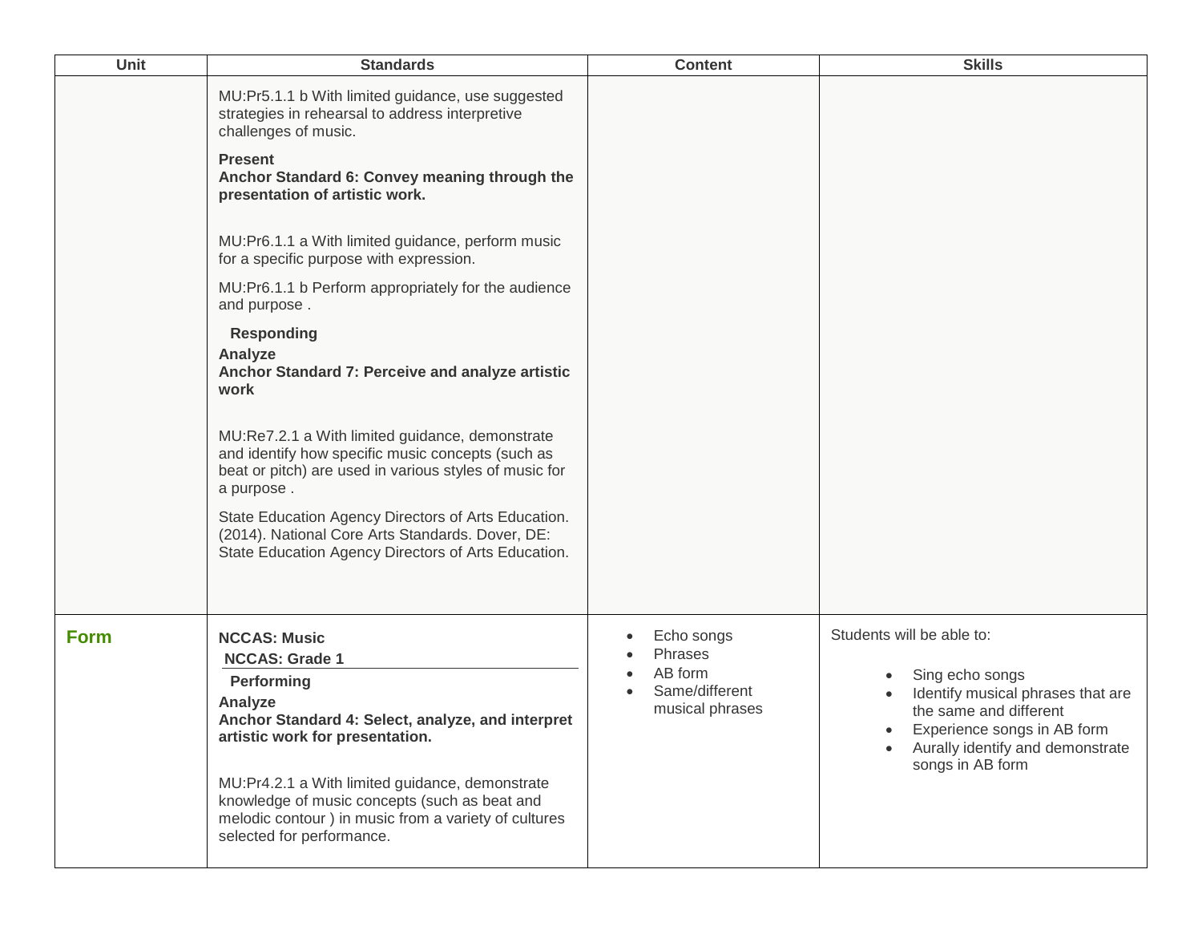| Unit | Standards | Content | Skills |
| --- | --- | --- | --- |
| | MU:Pr5.1.1 b With limited guidance, use suggested strategies in rehearsal to address interpretive challenges of music.<br><br>**Present**<br>**Anchor Standard 6: Convey meaning through the presentation of artistic work.**<br><br>MU:Pr6.1.1 a With limited guidance, perform music for a specific purpose with expression.<br><br>MU:Pr6.1.1 b Perform appropriately for the audience and purpose .<br><br>**Responding**<br>**Analyze**<br>**Anchor Standard 7: Perceive and analyze artistic work**<br><br>MU:Re7.2.1 a With limited guidance, demonstrate and identify how specific music concepts (such as beat or pitch) are used in various styles of music for a purpose .<br><br>State Education Agency Directors of Arts Education. (2014). National Core Arts Standards. Dover, DE: State Education Agency Directors of Arts Education. | | |
| **Form** | **NCCAS: Music**<br>**NCCAS: Grade 1**<br>**Performing**<br>**Analyze**<br>**Anchor Standard 4: Select, analyze, and interpret artistic work for presentation.**<br><br>MU:Pr4.2.1 a With limited guidance, demonstrate knowledge of music concepts (such as beat and melodic contour ) in music from a variety of cultures selected for performance. | • Echo songs<br>• Phrases<br>• AB form<br>• Same/different musical phrases | Students will be able to:<br><br>• Sing echo songs<br>• Identify musical phrases that are the same and different<br>• Experience songs in AB form<br>• Aurally identify and demonstrate songs in AB form |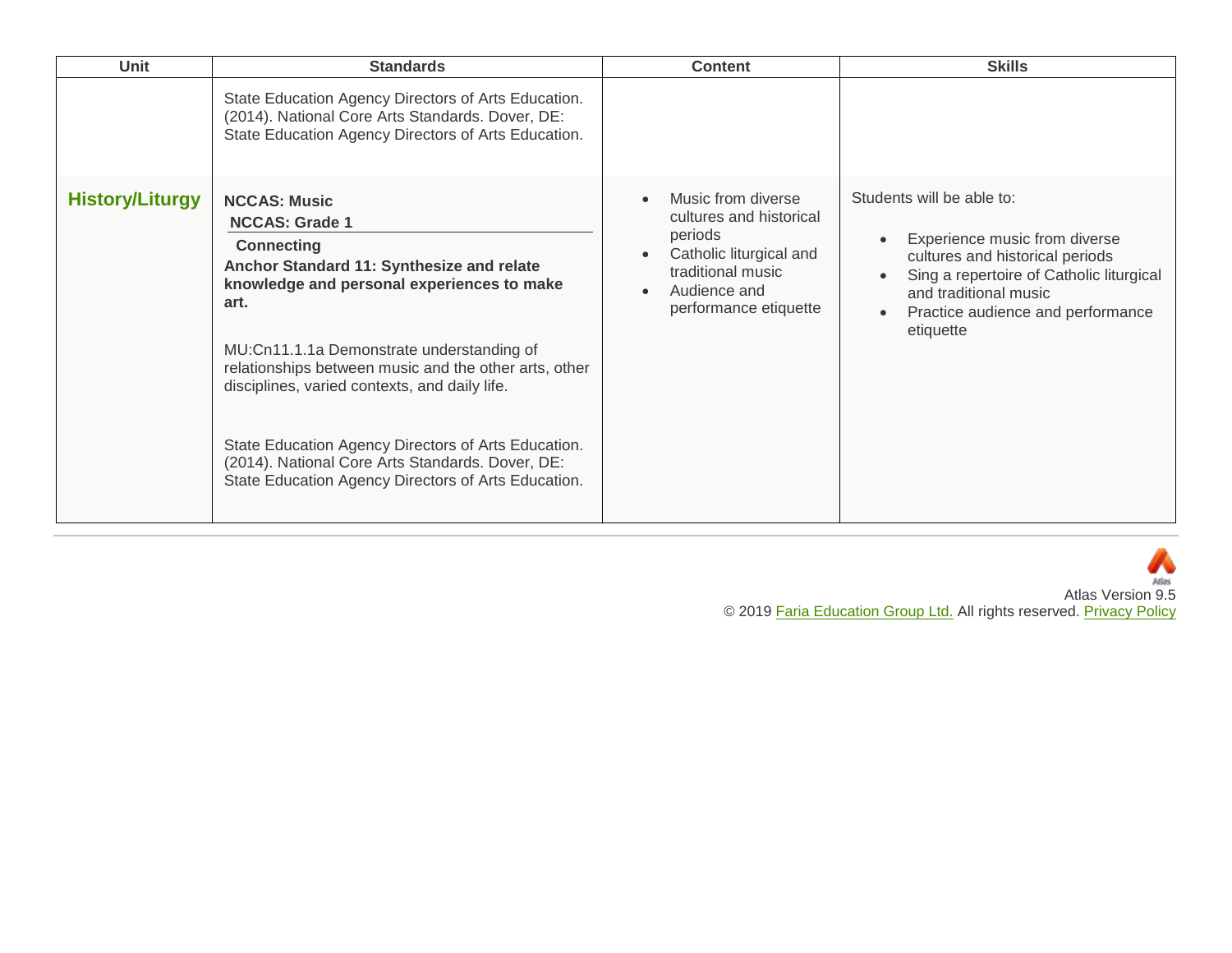| Unit | Standards | Content | Skills |
| --- | --- | --- | --- |
| | State Education Agency Directors of Arts Education. (2014). National Core Arts Standards. Dover, DE: State Education Agency Directors of Arts Education. | | |
| **History/Liturgy** | **NCCAS: Music**<br>**NCCAS: Grade 1**<br>**Connecting**<br>**Anchor Standard 11: Synthesize and relate knowledge and personal experiences to make art.**<br><br>MU:Cn11.1.1a Demonstrate understanding of relationships between music and the other arts, other disciplines, varied contexts, and daily life.<br><br>State Education Agency Directors of Arts Education. (2014). National Core Arts Standards. Dover, DE: State Education Agency Directors of Arts Education. | • Music from diverse cultures and historical periods<br>• Catholic liturgical and traditional music<br>• Audience and performance etiquette | Students will be able to:<br><br>• Experience music from diverse cultures and historical periods<br>• Sing a repertoire of Catholic liturgical and traditional music<br>• Practice audience and performance etiquette |

Atlas Version 9.5
© 2019 Faria Education Group Ltd. All rights reserved. Privacy Policy